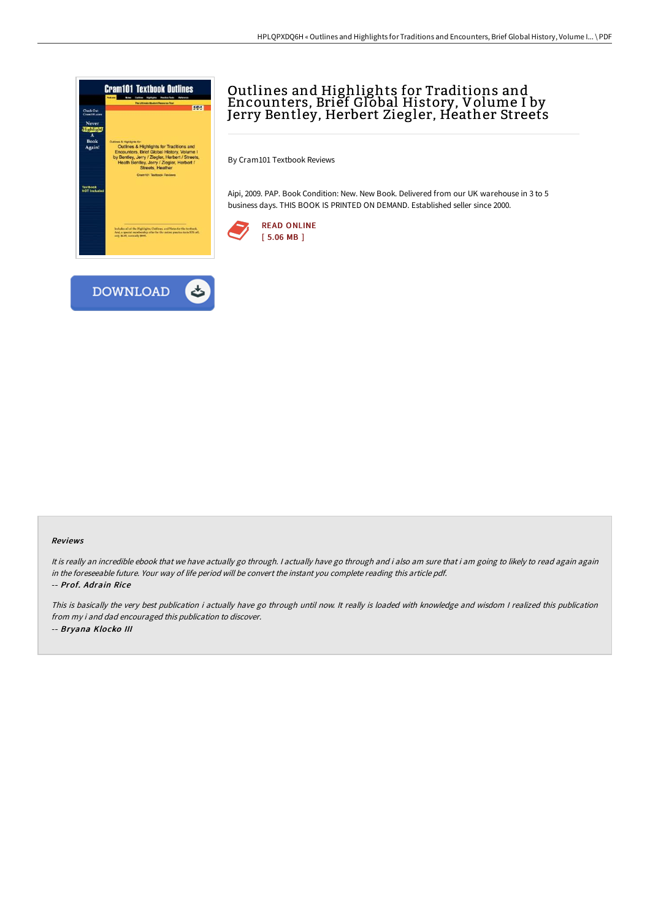# Outlines and Highlights for Traditions and Encounters, Brief Global History, Volume I by Jerry Bentley, Herbert Ziegler, Heather Streets

By Cram101 Textbook Reviews

Aipi, 2009. PAP. Book Condition: New. New Book. Delivered from our UK warehouse in 3 to 5 business days. THIS BOOK IS PRINTED ON DEMAND. Established seller since 2000.

READ ONLINE
[ 5.06 MB ]

DOWNLOAD

### Reviews

*It is really an incredible ebook that we have actually go through. I actually have go through and i also am sure that i am going to likely to read again again in the foreseeable future. Your way of life period will be convert the instant you complete reading this article pdf.*

*-- Prof. Adrain Rice*

*This is basically the very best publication i actually have go through until now. It really is loaded with knowledge and wisdom I realized this publication from my i and dad encouraged this publication to discover.*

*-- Bryana Klocko III*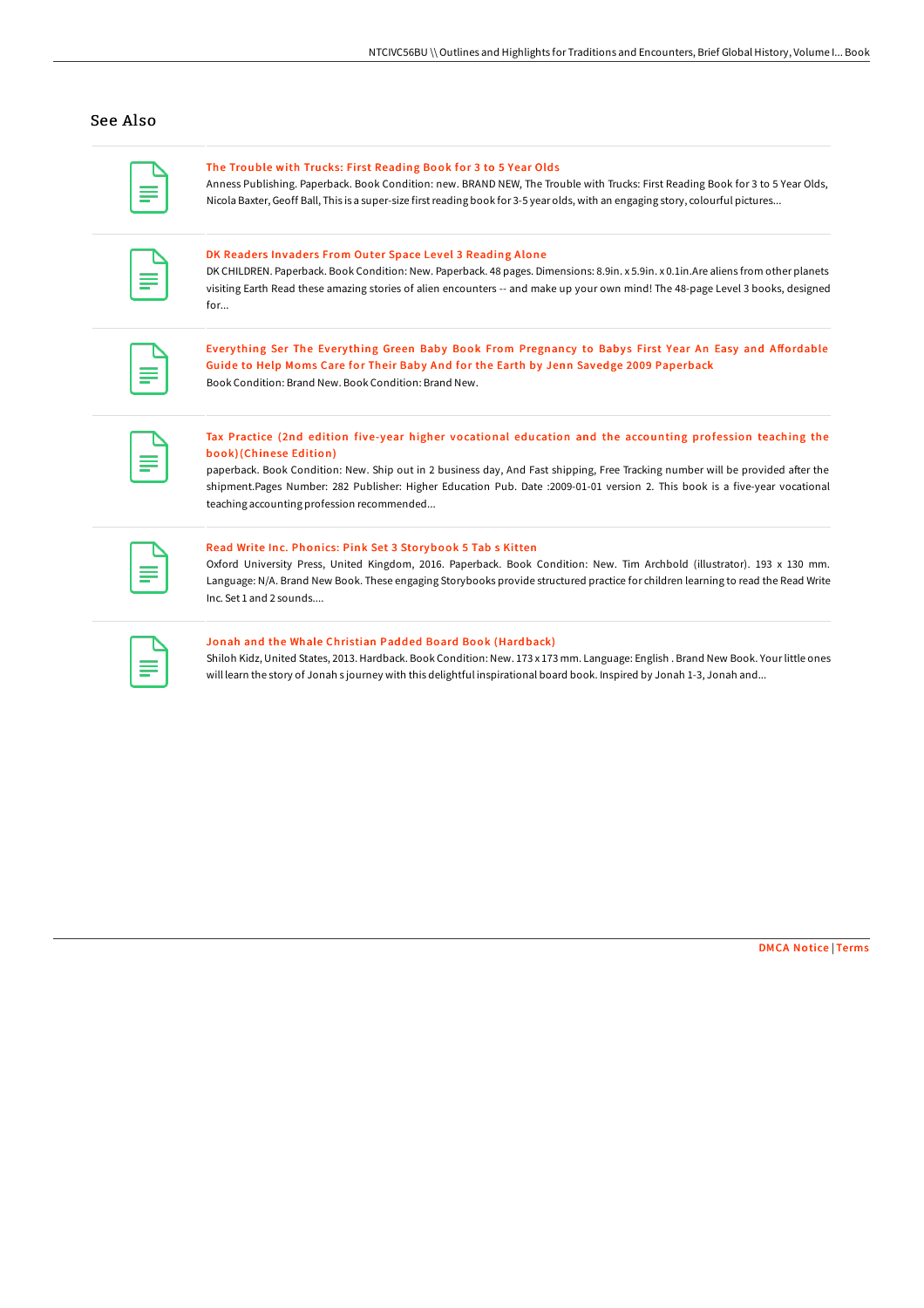## See Also

**The Trouble with Trucks: First Reading Book for 3 to 5 Year Olds**

Anness Publishing. Paperback. Book Condition: new. BRAND NEW, The Trouble with Trucks: First Reading Book for 3 to 5 Year Olds, Nicola Baxter, Geoff Ball, This is a super-size first reading book for 3-5 year olds, with an engaging story, colourful pictures...

**DK Readers Invaders From Outer Space Level 3 Reading Alone**

DK CHILDREN. Paperback. Book Condition: New. Paperback. 48 pages. Dimensions: 8.9in. x 5.9in. x 0.1in.Are aliens from other planets visiting Earth Read these amazing stories of alien encounters -- and make up your own mind! The 48-page Level 3 books, designed for...

**Everything Ser The Everything Green Baby Book From Pregnancy to Babys First Year An Easy and Affordable Guide to Help Moms Care for Their Baby And for the Earth by Jenn Savedge 2009 Paperback**

Book Condition: Brand New. Book Condition: Brand New.

**Tax Practice (2nd edition five-year higher vocational education and the accounting profession teaching the book)(Chinese Edition)**

paperback. Book Condition: New. Ship out in 2 business day, And Fast shipping, Free Tracking number will be provided after the shipment.Pages Number: 282 Publisher: Higher Education Pub. Date :2009-01-01 version 2. This book is a five-year vocational teaching accounting profession recommended...

**Read Write Inc. Phonics: Pink Set 3 Storybook 5 Tab s Kitten**

Oxford University Press, United Kingdom, 2016. Paperback. Book Condition: New. Tim Archbold (illustrator). 193 x 130 mm. Language: N/A. Brand New Book. These engaging Storybooks provide structured practice for children learning to read the Read Write Inc. Set 1 and 2 sounds....

**Jonah and the Whale Christian Padded Board Book (Hardback)**

Shiloh Kidz, United States, 2013. Hardback. Book Condition: New. 173 x 173 mm. Language: English . Brand New Book. Your little ones will learn the story of Jonah s journey with this delightful inspirational board book. Inspired by Jonah 1-3, Jonah and...